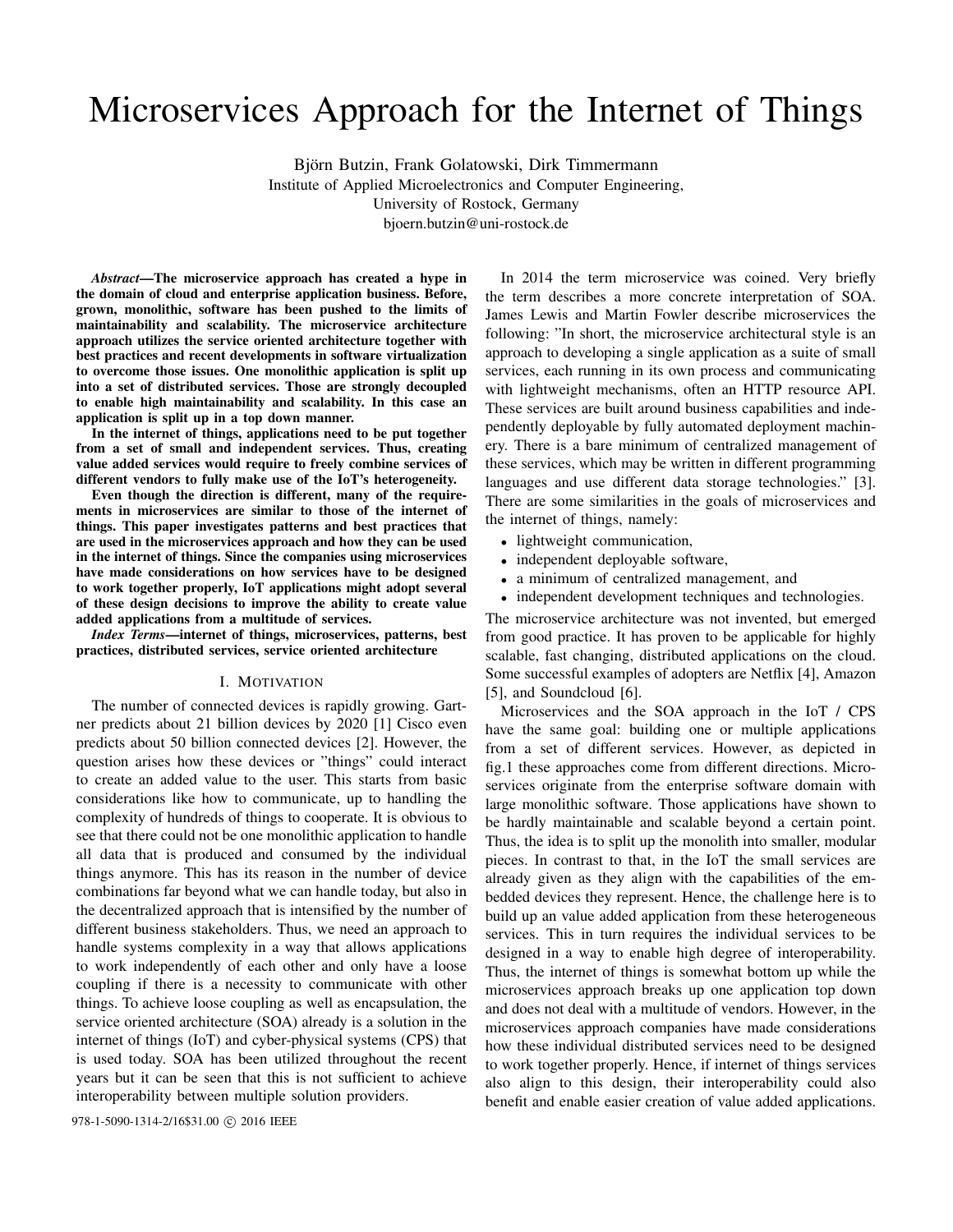# Microservices Approach for the Internet of Things

Björn Butzin, Frank Golatowski, Dirk Timmermann
Institute of Applied Microelectronics and Computer Engineering,
University of Rostock, Germany
bjoern.butzin@uni-rostock.de

***Abstract*—The microservice approach has created a hype in the domain of cloud and enterprise application business. Before, grown, monolithic, software has been pushed to the limits of maintainability and scalability. The microservice architecture approach utilizes the service oriented architecture together with best practices and recent developments in software virtualization to overcome those issues. One monolithic application is split up into a set of distributed services. Those are strongly decoupled to enable high maintainability and scalability. In this case an application is split up in a top down manner.**

**In the internet of things, applications need to be put together from a set of small and independent services. Thus, creating value added services would require to freely combine services of different vendors to fully make use of the IoT's heterogeneity.**

**Even though the direction is different, many of the requirements in microservices are similar to those of the internet of things. This paper investigates patterns and best practices that are used in the microservices approach and how they can be used in the internet of things. Since the companies using microservices have made considerations on how services have to be designed to work together properly, IoT applications might adopt several of these design decisions to improve the ability to create value added applications from a multitude of services.**

***Index Terms*—internet of things, microservices, patterns, best practices, distributed services, service oriented architecture**

## I. Motivation

The number of connected devices is rapidly growing. Gartner predicts about 21 billion devices by 2020 [1] Cisco even predicts about 50 billion connected devices [2]. However, the question arises how these devices or "things" could interact to create an added value to the user. This starts from basic considerations like how to communicate, up to handling the complexity of hundreds of things to cooperate. It is obvious to see that there could not be one monolithic application to handle all data that is produced and consumed by the individual things anymore. This has its reason in the number of device combinations far beyond what we can handle today, but also in the decentralized approach that is intensified by the number of different business stakeholders. Thus, we need an approach to handle systems complexity in a way that allows applications to work independently of each other and only have a loose coupling if there is a necessity to communicate with other things. To achieve loose coupling as well as encapsulation, the service oriented architecture (SOA) already is a solution in the internet of things (IoT) and cyber-physical systems (CPS) that is used today. SOA has been utilized throughout the recent years but it can be seen that this is not sufficient to achieve interoperability between multiple solution providers.

In 2014 the term microservice was coined. Very briefly the term describes a more concrete interpretation of SOA. James Lewis and Martin Fowler describe microservices the following: "In short, the microservice architectural style is an approach to developing a single application as a suite of small services, each running in its own process and communicating with lightweight mechanisms, often an HTTP resource API. These services are built around business capabilities and independently deployable by fully automated deployment machinery. There is a bare minimum of centralized management of these services, which may be written in different programming languages and use different data storage technologies." [3]. There are some similarities in the goals of microservices and the internet of things, namely:

- lightweight communication,
- independent deployable software,
- a minimum of centralized management, and
- independent development techniques and technologies.

The microservice architecture was not invented, but emerged from good practice. It has proven to be applicable for highly scalable, fast changing, distributed applications on the cloud. Some successful examples of adopters are Netflix [4], Amazon [5], and Soundcloud [6].

Microservices and the SOA approach in the IoT / CPS have the same goal: building one or multiple applications from a set of different services. However, as depicted in fig.1 these approaches come from different directions. Microservices originate from the enterprise software domain with large monolithic software. Those applications have shown to be hardly maintainable and scalable beyond a certain point. Thus, the idea is to split up the monolith into smaller, modular pieces. In contrast to that, in the IoT the small services are already given as they align with the capabilities of the embedded devices they represent. Hence, the challenge here is to build up an value added application from these heterogeneous services. This in turn requires the individual services to be designed in a way to enable high degree of interoperability. Thus, the internet of things is somewhat bottom up while the microservices approach breaks up one application top down and does not deal with a multitude of vendors. However, in the microservices approach companies have made considerations how these individual distributed services need to be designed to work together properly. Hence, if internet of things services also align to this design, their interoperability could also benefit and enable easier creation of value added applications.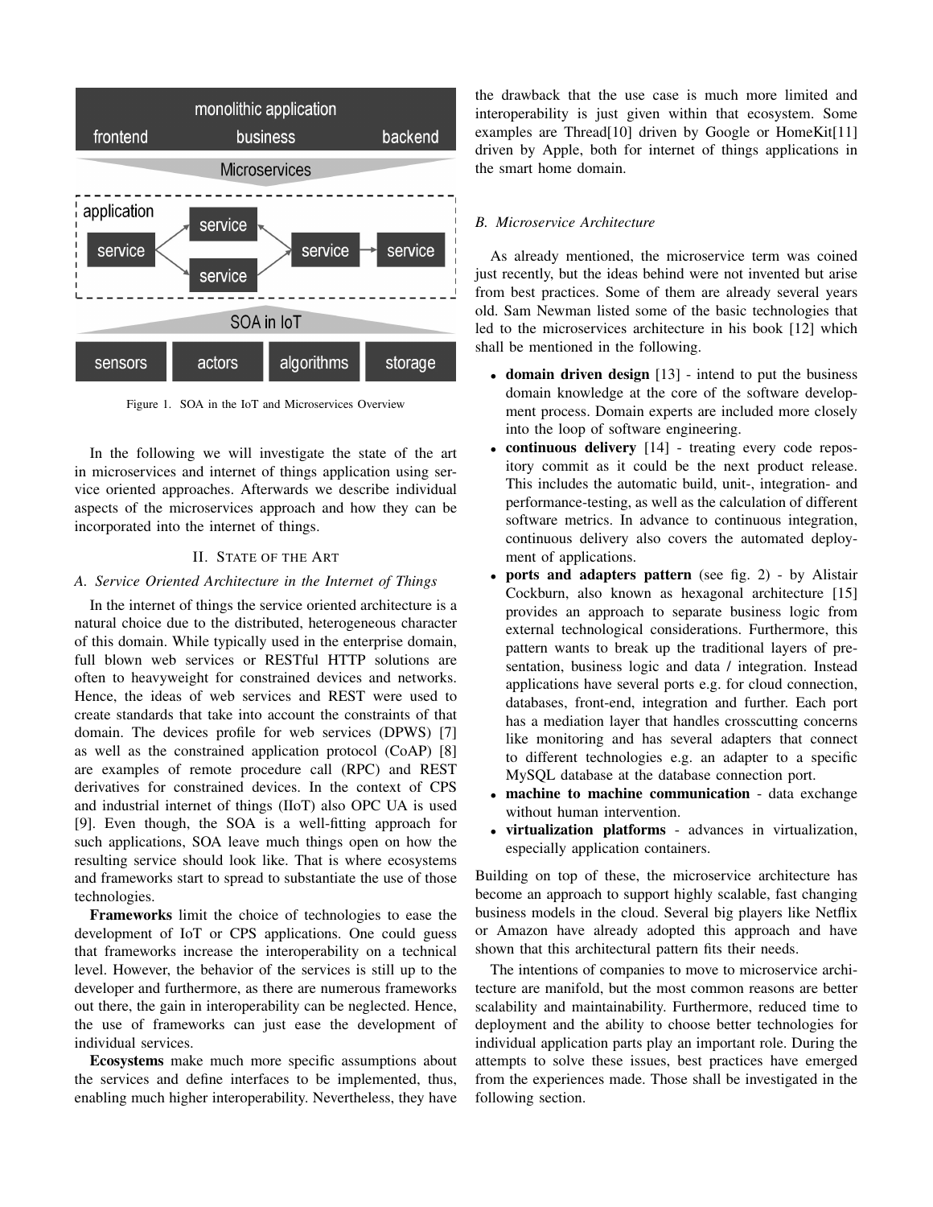Figure 1. SOA in the IoT and Microservices Overview

In the following we will investigate the state of the art in microservices and internet of things application using service oriented approaches. Afterwards we describe individual aspects of the microservices approach and how they can be incorporated into the internet of things.

## II. State of the Art

### A. Service Oriented Architecture in the Internet of Things

In the internet of things the service oriented architecture is a natural choice due to the distributed, heterogeneous character of this domain. While typically used in the enterprise domain, full blown web services or RESTful HTTP solutions are often to heavyweight for constrained devices and networks. Hence, the ideas of web services and REST were used to create standards that take into account the constraints of that domain. The devices profile for web services (DPWS) [7] as well as the constrained application protocol (CoAP) [8] are examples of remote procedure call (RPC) and REST derivatives for constrained devices. In the context of CPS and industrial internet of things (IIoT) also OPC UA is used [9]. Even though, the SOA is a well-fitting approach for such applications, SOA leave much things open on how the resulting service should look like. That is where ecosystems and frameworks start to spread to substantiate the use of those technologies.

**Frameworks** limit the choice of technologies to ease the development of IoT or CPS applications. One could guess that frameworks increase the interoperability on a technical level. However, the behavior of the services is still up to the developer and furthermore, as there are numerous frameworks out there, the gain in interoperability can be neglected. Hence, the use of frameworks can just ease the development of individual services.

**Ecosystems** make much more specific assumptions about the services and define interfaces to be implemented, thus, enabling much higher interoperability. Nevertheless, they have the drawback that the use case is much more limited and interoperability is just given within that ecosystem. Some examples are Thread[10] driven by Google or HomeKit[11] driven by Apple, both for internet of things applications in the smart home domain.

### B. Microservice Architecture

As already mentioned, the microservice term was coined just recently, but the ideas behind were not invented but arise from best practices. Some of them are already several years old. Sam Newman listed some of the basic technologies that led to the microservices architecture in his book [12] which shall be mentioned in the following.

- **domain driven design** [13] - intend to put the business domain knowledge at the core of the software development process. Domain experts are included more closely into the loop of software engineering.
- **continuous delivery** [14] - treating every code repository commit as it could be the next product release. This includes the automatic build, unit-, integration- and performance-testing, as well as the calculation of different software metrics. In advance to continuous integration, continuous delivery also covers the automated deployment of applications.
- **ports and adapters pattern** (see fig. 2) - by Alistair Cockburn, also known as hexagonal architecture [15] provides an approach to separate business logic from external technological considerations. Furthermore, this pattern wants to break up the traditional layers of presentation, business logic and data / integration. Instead applications have several ports e.g. for cloud connection, databases, front-end, integration and further. Each port has a mediation layer that handles crosscutting concerns like monitoring and has several adapters that connect to different technologies e.g. an adapter to a specific MySQL database at the database connection port.
- **machine to machine communication** - data exchange without human intervention.
- **virtualization platforms** - advances in virtualization, especially application containers.

Building on top of these, the microservice architecture has become an approach to support highly scalable, fast changing business models in the cloud. Several big players like Netflix or Amazon have already adopted this approach and have shown that this architectural pattern fits their needs.

The intentions of companies to move to microservice architecture are manifold, but the most common reasons are better scalability and maintainability. Furthermore, reduced time to deployment and the ability to choose better technologies for individual application parts play an important role. During the attempts to solve these issues, best practices have emerged from the experiences made. Those shall be investigated in the following section.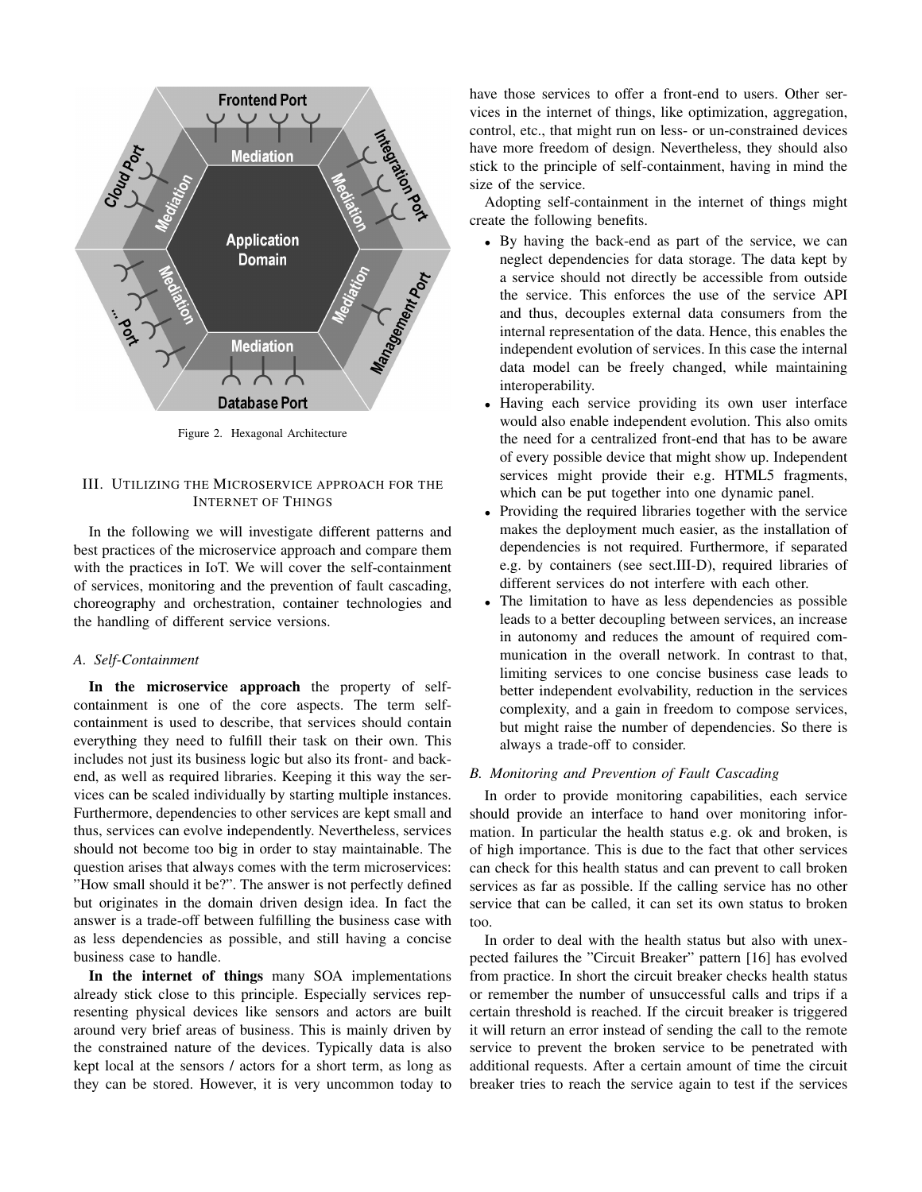Figure 2. Hexagonal Architecture

## III. Utilizing the Microservice approach for the Internet of Things

In the following we will investigate different patterns and best practices of the microservice approach and compare them with the practices in IoT. We will cover the self-containment of services, monitoring and the prevention of fault cascading, choreography and orchestration, container technologies and the handling of different service versions.

### A. Self-Containment

**In the microservice approach** the property of self-containment is one of the core aspects. The term self-containment is used to describe, that services should contain everything they need to fulfill their task on their own. This includes not just its business logic but also its front- and back-end, as well as required libraries. Keeping it this way the services can be scaled individually by starting multiple instances. Furthermore, dependencies to other services are kept small and thus, services can evolve independently. Nevertheless, services should not become too big in order to stay maintainable. The question arises that always comes with the term microservices: "How small should it be?". The answer is not perfectly defined but originates in the domain driven design idea. In fact the answer is a trade-off between fulfilling the business case with as less dependencies as possible, and still having a concise business case to handle.

**In the internet of things** many SOA implementations already stick close to this principle. Especially services representing physical devices like sensors and actors are built around very brief areas of business. This is mainly driven by the constrained nature of the devices. Typically data is also kept local at the sensors / actors for a short term, as long as they can be stored. However, it is very uncommon today to have those services to offer a front-end to users. Other services in the internet of things, like optimization, aggregation, control, etc., that might run on less- or un-constrained devices have more freedom of design. Nevertheless, they should also stick to the principle of self-containment, having in mind the size of the service.

Adopting self-containment in the internet of things might create the following benefits.

- By having the back-end as part of the service, we can neglect dependencies for data storage. The data kept by a service should not directly be accessible from outside the service. This enforces the use of the service API and thus, decouples external data consumers from the internal representation of the data. Hence, this enables the independent evolution of services. In this case the internal data model can be freely changed, while maintaining interoperability.
- Having each service providing its own user interface would also enable independent evolution. This also omits the need for a centralized front-end that has to be aware of every possible device that might show up. Independent services might provide their e.g. HTML5 fragments, which can be put together into one dynamic panel.
- Providing the required libraries together with the service makes the deployment much easier, as the installation of dependencies is not required. Furthermore, if separated e.g. by containers (see sect.III-D), required libraries of different services do not interfere with each other.
- The limitation to have as less dependencies as possible leads to a better decoupling between services, an increase in autonomy and reduces the amount of required communication in the overall network. In contrast to that, limiting services to one concise business case leads to better independent evolvability, reduction in the services complexity, and a gain in freedom to compose services, but might raise the number of dependencies. So there is always a trade-off to consider.

### B. Monitoring and Prevention of Fault Cascading

In order to provide monitoring capabilities, each service should provide an interface to hand over monitoring information. In particular the health status e.g. ok and broken, is of high importance. This is due to the fact that other services can check for this health status and can prevent to call broken services as far as possible. If the calling service has no other service that can be called, it can set its own status to broken too.

In order to deal with the health status but also with unexpected failures the "Circuit Breaker" pattern [16] has evolved from practice. In short the circuit breaker checks health status or remember the number of unsuccessful calls and trips if a certain threshold is reached. If the circuit breaker is triggered it will return an error instead of sending the call to the remote service to prevent the broken service to be penetrated with additional requests. After a certain amount of time the circuit breaker tries to reach the service again to test if the services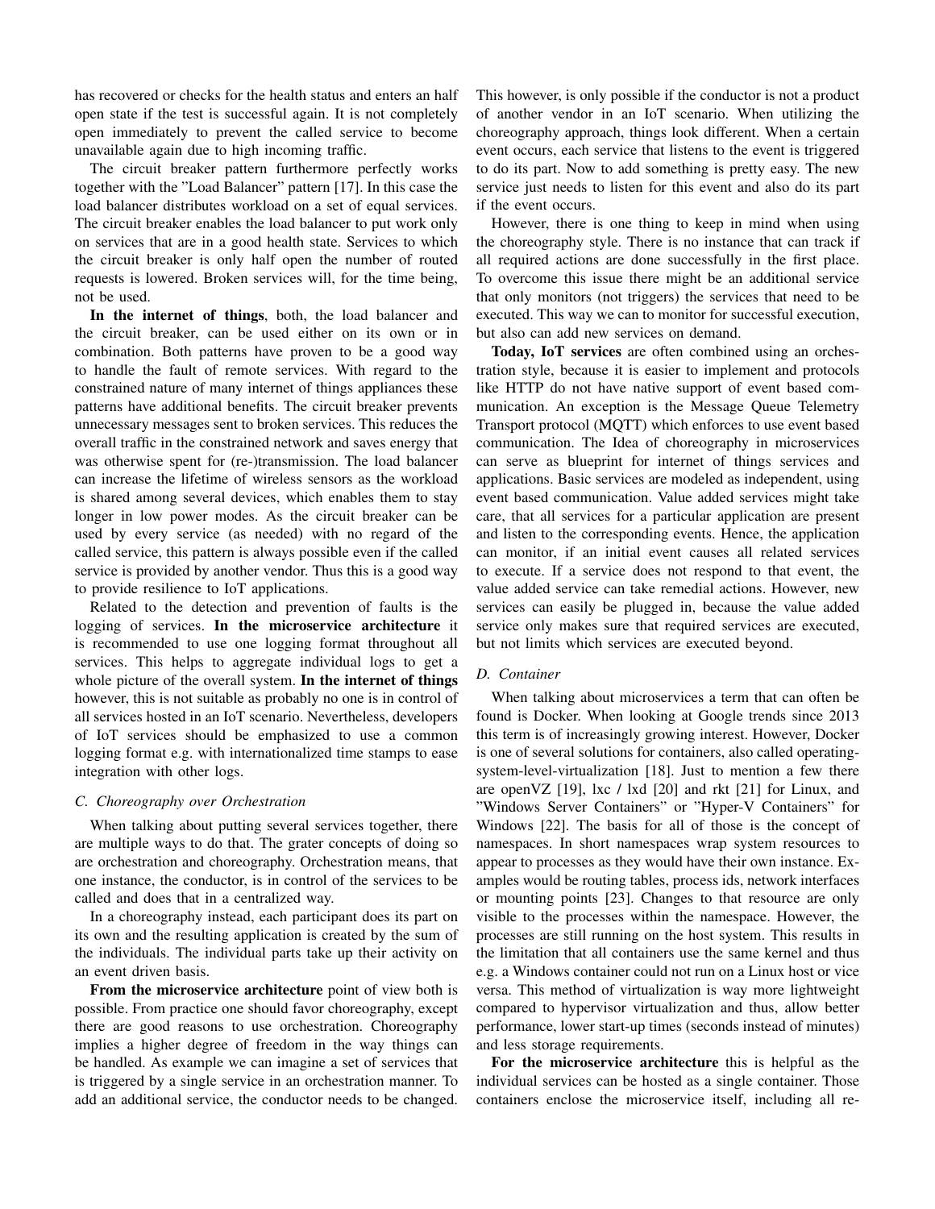has recovered or checks for the health status and enters an half open state if the test is successful again. It is not completely open immediately to prevent the called service to become unavailable again due to high incoming traffic.

The circuit breaker pattern furthermore perfectly works together with the "Load Balancer" pattern [17]. In this case the load balancer distributes workload on a set of equal services. The circuit breaker enables the load balancer to put work only on services that are in a good health state. Services to which the circuit breaker is only half open the number of routed requests is lowered. Broken services will, for the time being, not be used.

**In the internet of things**, both, the load balancer and the circuit breaker, can be used either on its own or in combination. Both patterns have proven to be a good way to handle the fault of remote services. With regard to the constrained nature of many internet of things appliances these patterns have additional benefits. The circuit breaker prevents unnecessary messages sent to broken services. This reduces the overall traffic in the constrained network and saves energy that was otherwise spent for (re-)transmission. The load balancer can increase the lifetime of wireless sensors as the workload is shared among several devices, which enables them to stay longer in low power modes. As the circuit breaker can be used by every service (as needed) with no regard of the called service, this pattern is always possible even if the called service is provided by another vendor. Thus this is a good way to provide resilience to IoT applications.

Related to the detection and prevention of faults is the logging of services. **In the microservice architecture** it is recommended to use one logging format throughout all services. This helps to aggregate individual logs to get a whole picture of the overall system. **In the internet of things** however, this is not suitable as probably no one is in control of all services hosted in an IoT scenario. Nevertheless, developers of IoT services should be emphasized to use a common logging format e.g. with internationalized time stamps to ease integration with other logs.

### *C. Choreography over Orchestration*

When talking about putting several services together, there are multiple ways to do that. The grater concepts of doing so are orchestration and choreography. Orchestration means, that one instance, the conductor, is in control of the services to be called and does that in a centralized way.

In a choreography instead, each participant does its part on its own and the resulting application is created by the sum of the individuals. The individual parts take up their activity on an event driven basis.

**From the microservice architecture** point of view both is possible. From practice one should favor choreography, except there are good reasons to use orchestration. Choreography implies a higher degree of freedom in the way things can be handled. As example we can imagine a set of services that is triggered by a single service in an orchestration manner. To add an additional service, the conductor needs to be changed. This however, is only possible if the conductor is not a product of another vendor in an IoT scenario. When utilizing the choreography approach, things look different. When a certain event occurs, each service that listens to the event is triggered to do its part. Now to add something is pretty easy. The new service just needs to listen for this event and also do its part if the event occurs.

However, there is one thing to keep in mind when using the choreography style. There is no instance that can track if all required actions are done successfully in the first place. To overcome this issue there might be an additional service that only monitors (not triggers) the services that need to be executed. This way we can to monitor for successful execution, but also can add new services on demand.

**Today, IoT services** are often combined using an orchestration style, because it is easier to implement and protocols like HTTP do not have native support of event based communication. An exception is the Message Queue Telemetry Transport protocol (MQTT) which enforces to use event based communication. The Idea of choreography in microservices can serve as blueprint for internet of things services and applications. Basic services are modeled as independent, using event based communication. Value added services might take care, that all services for a particular application are present and listen to the corresponding events. Hence, the application can monitor, if an initial event causes all related services to execute. If a service does not respond to that event, the value added service can take remedial actions. However, new services can easily be plugged in, because the value added service only makes sure that required services are executed, but not limits which services are executed beyond.

### *D. Container*

When talking about microservices a term that can often be found is Docker. When looking at Google trends since 2013 this term is of increasingly growing interest. However, Docker is one of several solutions for containers, also called operating-system-level-virtualization [18]. Just to mention a few there are openVZ [19], lxc / lxd [20] and rkt [21] for Linux, and "Windows Server Containers" or "Hyper-V Containers" for Windows [22]. The basis for all of those is the concept of namespaces. In short namespaces wrap system resources to appear to processes as they would have their own instance. Examples would be routing tables, process ids, network interfaces or mounting points [23]. Changes to that resource are only visible to the processes within the namespace. However, the processes are still running on the host system. This results in the limitation that all containers use the same kernel and thus e.g. a Windows container could not run on a Linux host or vice versa. This method of virtualization is way more lightweight compared to hypervisor virtualization and thus, allow better performance, lower start-up times (seconds instead of minutes) and less storage requirements.

**For the microservice architecture** this is helpful as the individual services can be hosted as a single container. Those containers enclose the microservice itself, including all re-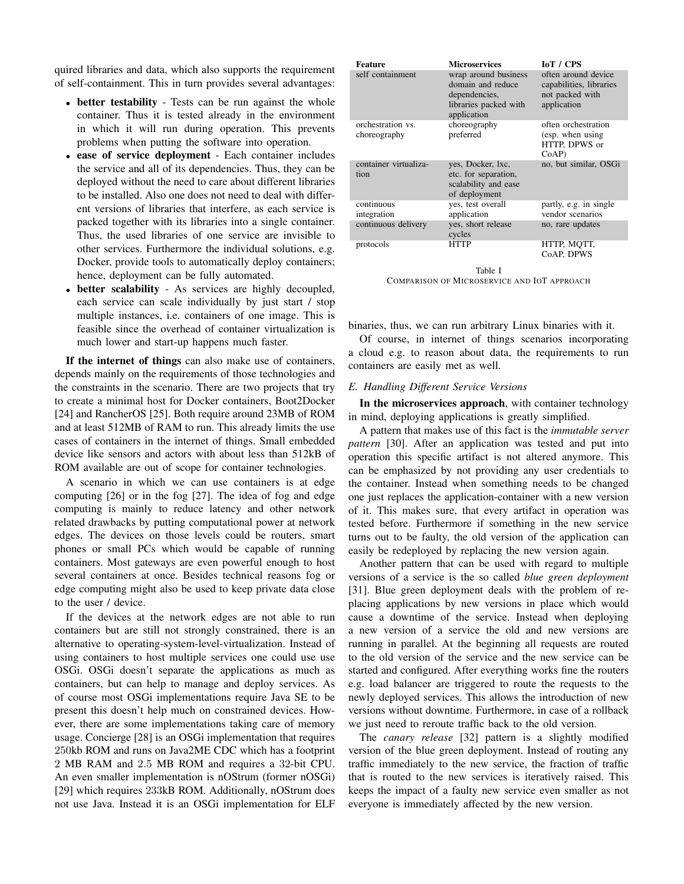quired libraries and data, which also supports the requirement of self-containment. This in turn provides several advantages:

- **better testability** - Tests can be run against the whole container. Thus it is tested already in the environment in which it will run during operation. This prevents problems when putting the software into operation.
- **ease of service deployment** - Each container includes the service and all of its dependencies. Thus, they can be deployed without the need to care about different libraries to be installed. Also one does not need to deal with different versions of libraries that interfere, as each service is packed together with its libraries into a single container. Thus, the used libraries of one service are invisible to other services. Furthermore the individual solutions, e.g. Docker, provide tools to automatically deploy containers; hence, deployment can be fully automated.
- **better scalability** - As services are highly decoupled, each service can scale individually by just start / stop multiple instances, i.e. containers of one image. This is feasible since the overhead of container virtualization is much lower and start-up happens much faster.

**If the internet of things** can also make use of containers, depends mainly on the requirements of those technologies and the constraints in the scenario. There are two projects that try to create a minimal host for Docker containers, Boot2Docker [24] and RancherOS [25]. Both require around 23MB of ROM and at least 512MB of RAM to run. This already limits the use cases of containers in the internet of things. Small embedded device like sensors and actors with about less than 512kB of ROM available are out of scope for container technologies.

A scenario in which we can use containers is at edge computing [26] or in the fog [27]. The idea of fog and edge computing is mainly to reduce latency and other network related drawbacks by putting computational power at network edges. The devices on those levels could be routers, smart phones or small PCs which would be capable of running containers. Most gateways are even powerful enough to host several containers at once. Besides technical reasons fog or edge computing might also be used to keep private data close to the user / device.

If the devices at the network edges are not able to run containers but are still not strongly constrained, there is an alternative to operating-system-level-virtualization. Instead of using containers to host multiple services one could use use OSGi. OSGi doesn't separate the applications as much as containers, but can help to manage and deploy services. As of course most OSGi implementations require Java SE to be present this doesn't help much on constrained devices. However, there are some implementations taking care of memory usage. Concierge [28] is an OSGi implementation that requires 250kb ROM and runs on Java2ME CDC which has a footprint 2 MB RAM and 2.5 MB ROM and requires a 32-bit CPU. An even smaller implementation is nOStrum (former nOSGi) [29] which requires 233kB ROM. Additionally, nOStrum does not use Java. Instead it is an OSGi implementation for ELF binaries, thus, we can run arbitrary Linux binaries with it.

| Feature | Microservices | IoT / CPS |
|---|---|---|
| self containment | wrap around business domain and reduce dependencies, libraries packed with application | often around device capabilities, libraries not packed with application |
| orchestration vs. choreography | choreography preferred | often orchestration (esp. when using HTTP, DPWS or CoAP) |
| container virtualization | yes, Docker, lxc, etc. for separation, scalability and ease of deployment | no, but similar, OSGi |
| continuous integration | yes, test overall application | partly, e.g. in single vendor scenarios |
| continuous delivery | yes, short release cycles | no, rare updates |
| protocols | HTTP | HTTP, MQTT, CoAP, DPWS |

Table I
COMPARISON OF MICROSERVICE AND IOT APPROACH

Of course, in internet of things scenarios incorporating a cloud e.g. to reason about data, the requirements to run containers are easily met as well.

### E. Handling Different Service Versions

**In the microservices approach**, with container technology in mind, deploying applications is greatly simplified.

A pattern that makes use of this fact is the *immutable server pattern* [30]. After an application was tested and put into operation this specific artifact is not altered anymore. This can be emphasized by not providing any user credentials to the container. Instead when something needs to be changed one just replaces the application-container with a new version of it. This makes sure, that every artifact in operation was tested before. Furthermore if something in the new service turns out to be faulty, the old version of the application can easily be redeployed by replacing the new version again.

Another pattern that can be used with regard to multiple versions of a service is the so called *blue green deployment* [31]. Blue green deployment deals with the problem of replacing applications by new versions in place which would cause a downtime of the service. Instead when deploying a new version of a service the old and new versions are running in parallel. At the beginning all requests are routed to the old version of the service and the new service can be started and configured. After everything works fine the routers e.g. load balancer are triggered to route the requests to the newly deployed services. This allows the introduction of new versions without downtime. Furthermore, in case of a rollback we just need to reroute traffic back to the old version.

The *canary release* [32] pattern is a slightly modified version of the blue green deployment. Instead of routing any traffic immediately to the new service, the fraction of traffic that is routed to the new services is iteratively raised. This keeps the impact of a faulty new service even smaller as not everyone is immediately affected by the new version.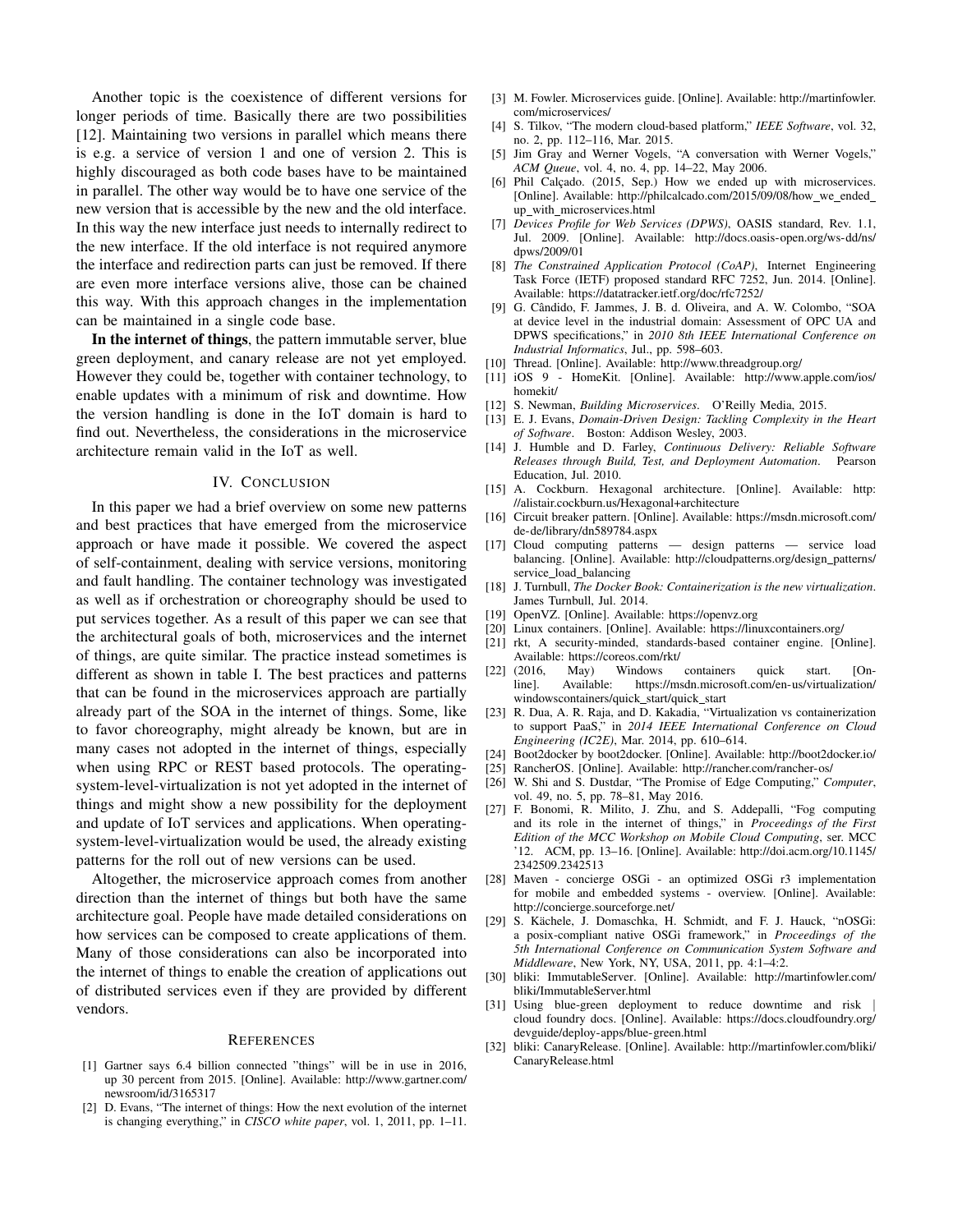Another topic is the coexistence of different versions for longer periods of time. Basically there are two possibilities [12]. Maintaining two versions in parallel which means there is e.g. a service of version 1 and one of version 2. This is highly discouraged as both code bases have to be maintained in parallel. The other way would be to have one service of the new version that is accessible by the new and the old interface. In this way the new interface just needs to internally redirect to the new interface. If the old interface is not required anymore the interface and redirection parts can just be removed. If there are even more interface versions alive, those can be chained this way. With this approach changes in the implementation can be maintained in a single code base.

**In the internet of things**, the pattern immutable server, blue green deployment, and canary release are not yet employed. However they could be, together with container technology, to enable updates with a minimum of risk and downtime. How the version handling is done in the IoT domain is hard to find out. Nevertheless, the considerations in the microservice architecture remain valid in the IoT as well.

## IV. Conclusion

In this paper we had a brief overview on some new patterns and best practices that have emerged from the microservice approach or have made it possible. We covered the aspect of self-containment, dealing with service versions, monitoring and fault handling. The container technology was investigated as well as if orchestration or choreography should be used to put services together. As a result of this paper we can see that the architectural goals of both, microservices and the internet of things, are quite similar. The practice instead sometimes is different as shown in table I. The best practices and patterns that can be found in the microservices approach are partially already part of the SOA in the internet of things. Some, like to favor choreography, might already be known, but are in many cases not adopted in the internet of things, especially when using RPC or REST based protocols. The operating-system-level-virtualization is not yet adopted in the internet of things and might show a new possibility for the deployment and update of IoT services and applications. When operating-system-level-virtualization would be used, the already existing patterns for the roll out of new versions can be used.

Altogether, the microservice approach comes from another direction than the internet of things but both have the same architecture goal. People have made detailed considerations on how services can be composed to create applications of them. Many of those considerations can also be incorporated into the internet of things to enable the creation of applications out of distributed services even if they are provided by different vendors.

## References

[1] Gartner says 6.4 billion connected "things" will be in use in 2016, up 30 percent from 2015. [Online]. Available: http://www.gartner.com/newsroom/id/3165317

[2] D. Evans, "The internet of things: How the next evolution of the internet is changing everything," in *CISCO white paper*, vol. 1, 2011, pp. 1–11.

[3] M. Fowler. Microservices guide. [Online]. Available: http://martinfowler.com/microservices/

[4] S. Tilkov, "The modern cloud-based platform," *IEEE Software*, vol. 32, no. 2, pp. 112–116, Mar. 2015.

[5] Jim Gray and Werner Vogels, "A conversation with Werner Vogels," *ACM Queue*, vol. 4, no. 4, pp. 14–22, May 2006.

[6] Phil Calçado. (2015, Sep.) How we ended up with microservices. [Online]. Available: http://philcalcado.com/2015/09/08/how_we_ended_up_with_microservices.html

[7] *Devices Profile for Web Services (DPWS)*, OASIS standard, Rev. 1.1, Jul. 2009. [Online]. Available: http://docs.oasis-open.org/ws-dd/ns/dpws/2009/01

[8] *The Constrained Application Protocol (CoAP)*, Internet Engineering Task Force (IETF) proposed standard RFC 7252, Jun. 2014. [Online]. Available: https://datatracker.ietf.org/doc/rfc7252/

[9] G. Cândido, F. Jammes, J. B. d. Oliveira, and A. W. Colombo, "SOA at device level in the industrial domain: Assessment of OPC UA and DPWS specifications," in *2010 8th IEEE International Conference on Industrial Informatics*, Jul., pp. 598–603.

[10] Thread. [Online]. Available: http://www.threadgroup.org/

[11] iOS 9 - HomeKit. [Online]. Available: http://www.apple.com/ios/homekit/

[12] S. Newman, *Building Microservices*. O'Reilly Media, 2015.

[13] E. J. Evans, *Domain-Driven Design: Tackling Complexity in the Heart of Software*. Boston: Addison Wesley, 2003.

[14] J. Humble and D. Farley, *Continuous Delivery: Reliable Software Releases through Build, Test, and Deployment Automation*. Pearson Education, Jul. 2010.

[15] A. Cockburn. Hexagonal architecture. [Online]. Available: http://alistair.cockburn.us/Hexagonal+architecture

[16] Circuit breaker pattern. [Online]. Available: https://msdn.microsoft.com/de-de/library/dn589784.aspx

[17] Cloud computing patterns — design patterns — service load balancing. [Online]. Available: http://cloudpatterns.org/design_patterns/service_load_balancing

[18] J. Turnbull, *The Docker Book: Containerization is the new virtualization*. James Turnbull, Jul. 2014.

[19] OpenVZ. [Online]. Available: https://openvz.org

[20] Linux containers. [Online]. Available: https://linuxcontainers.org/

[21] rkt, A security-minded, standards-based container engine. [Online]. Available: https://coreos.com/rkt/

[22] (2016, May) Windows containers quick start. [Online]. Available: https://msdn.microsoft.com/en-us/virtualization/windowscontainers/quick_start/quick_start

[23] R. Dua, A. R. Raja, and D. Kakadia, "Virtualization vs containerization to support PaaS," in *2014 IEEE International Conference on Cloud Engineering (IC2E)*, Mar. 2014, pp. 610–614.

[24] Boot2docker by boot2docker. [Online]. Available: http://boot2docker.io/

[25] RancherOS. [Online]. Available: http://rancher.com/rancher-os/

[26] W. Shi and S. Dustdar, "The Promise of Edge Computing," *Computer*, vol. 49, no. 5, pp. 78–81, May 2016.

[27] F. Bonomi, R. Milito, J. Zhu, and S. Addepalli, "Fog computing and its role in the internet of things," in *Proceedings of the First Edition of the MCC Workshop on Mobile Cloud Computing*, ser. MCC '12. ACM, pp. 13–16. [Online]. Available: http://doi.acm.org/10.1145/2342509.2342513

[28] Maven - concierge OSGi - an optimized OSGi r3 implementation for mobile and embedded systems - overview. [Online]. Available: http://concierge.sourceforge.net/

[29] S. Kächele, J. Domaschka, H. Schmidt, and F. J. Hauck, "nOSGi: a posix-compliant native OSGi framework," in *Proceedings of the 5th International Conference on Communication System Software and Middleware*, New York, NY, USA, 2011, pp. 4:1–4:2.

[30] bliki: ImmutableServer. [Online]. Available: http://martinfowler.com/bliki/ImmutableServer.html

[31] Using blue-green deployment to reduce downtime and risk | cloud foundry docs. [Online]. Available: https://docs.cloudfoundry.org/devguide/deploy-apps/blue-green.html

[32] bliki: CanaryRelease. [Online]. Available: http://martinfowler.com/bliki/CanaryRelease.html